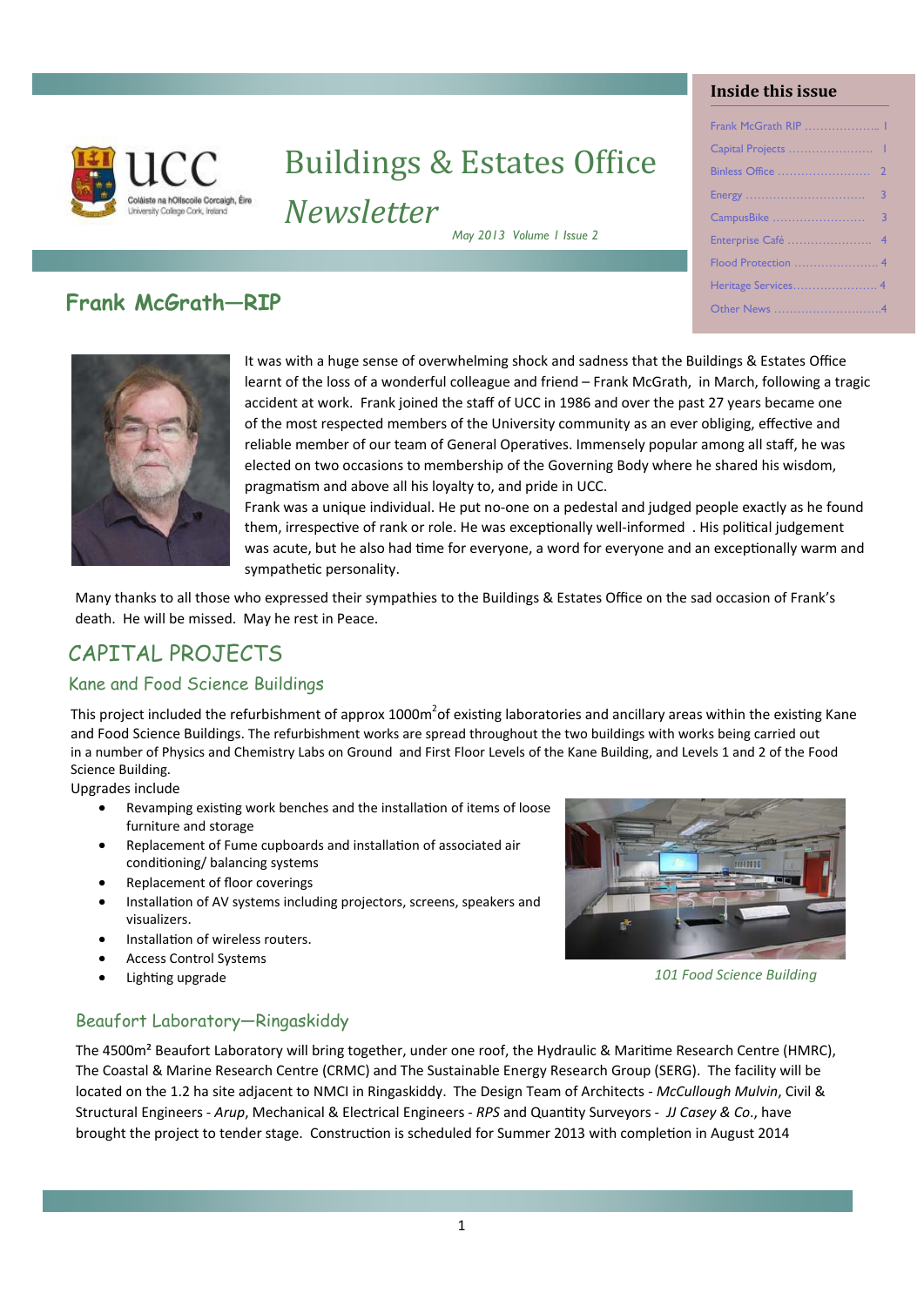# Buildings & Estates Office *Newsletter*

*May 2013 Volume I Issue 2*

**Inside this issue**

- Frank McGrath RIP .................... 1
- Capital Projects ...................... 1
- Binless Office ........................ 2
- Energy ................................ 3
- CampusBike ............................ 3
- Enterprise Café ....................... 4
- Flood Protection ...................... 4
- Heritage Services...................... 4
- Other News ............................4

## Frank McGrath—RIP

It was with a huge sense of overwhelming shock and sadness that the Buildings & Estates Office learnt of the loss of a wonderful colleague and friend – Frank McGrath, in March, following a tragic accident at work. Frank joined the staff of UCC in 1986 and over the past 27 years became one of the most respected members of the University community as an ever obliging, effective and reliable member of our team of General Operatives. Immensely popular among all staff, he was elected on two occasions to membership of the Governing Body where he shared his wisdom, pragmatism and above all his loyalty to, and pride in UCC.

Frank was a unique individual. He put no-one on a pedestal and judged people exactly as he found them, irrespective of rank or role. He was exceptionally well-informed . His political judgement was acute, but he also had time for everyone, a word for everyone and an exceptionally warm and sympathetic personality.

Many thanks to all those who expressed their sympathies to the Buildings & Estates Office on the sad occasion of Frank's death. He will be missed. May he rest in Peace.

## CAPITAL PROJECTS

### Kane and Food Science Buildings

This project included the refurbishment of approx 1000m$^2$ of existing laboratories and ancillary areas within the existing Kane and Food Science Buildings. The refurbishment works are spread throughout the two buildings with works being carried out in a number of Physics and Chemistry Labs on Ground and First Floor Levels of the Kane Building, and Levels 1 and 2 of the Food Science Building.

Upgrades include

- Revamping existing work benches and the installation of items of loose furniture and storage
- Replacement of Fume cupboards and installation of associated air conditioning/ balancing systems
- Replacement of floor coverings
- Installation of AV systems including projectors, screens, speakers and visualizers.
- Installation of wireless routers.
- Access Control Systems
- Lighting upgrade

*101 Food Science Building*

### Beaufort Laboratory—Ringaskiddy

The 4500m² Beaufort Laboratory will bring together, under one roof, the Hydraulic & Maritime Research Centre (HMRC), The Coastal & Marine Research Centre (CRMC) and The Sustainable Energy Research Group (SERG). The facility will be located on the 1.2 ha site adjacent to NMCI in Ringaskiddy. The Design Team of Architects - *McCullough Mulvin*, Civil & Structural Engineers - *Arup*, Mechanical & Electrical Engineers - *RPS* and Quantity Surveyors - *JJ Casey & Co.*, have brought the project to tender stage. Construction is scheduled for Summer 2013 with completion in August 2014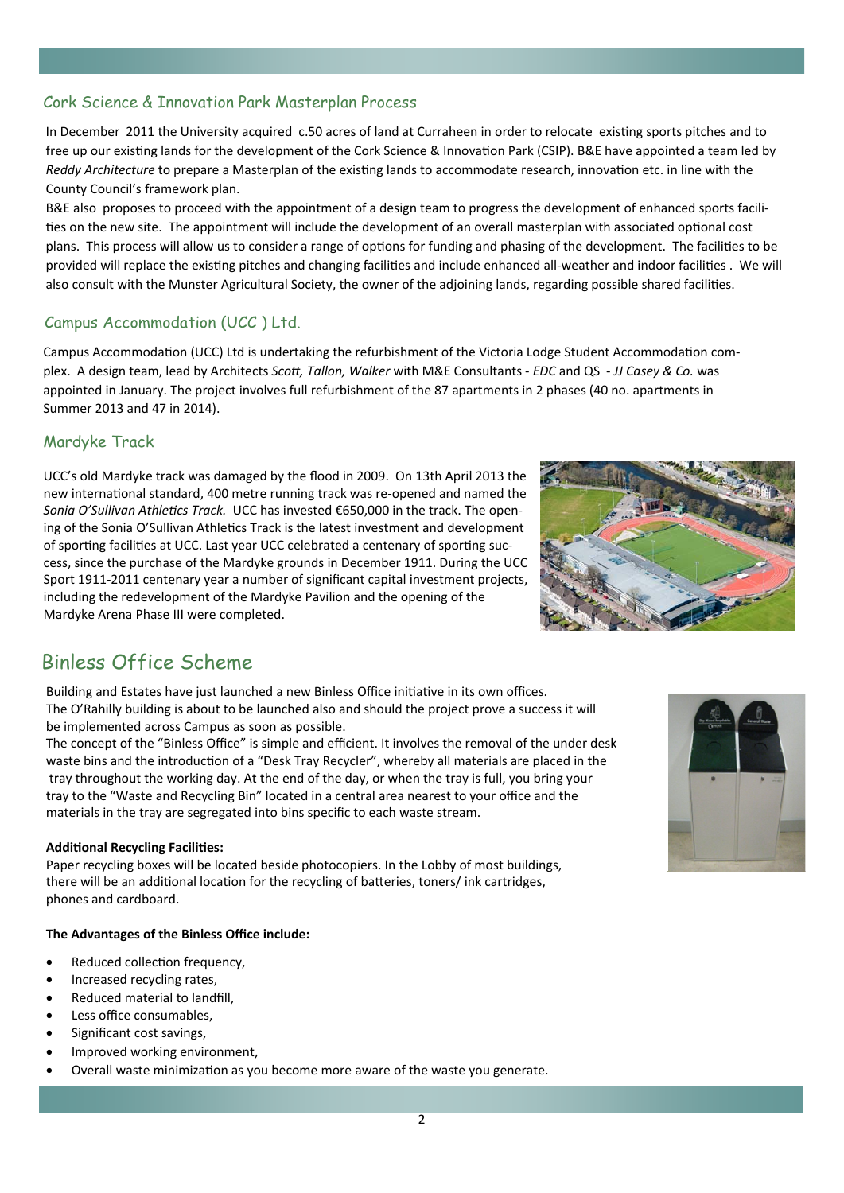## Cork Science & Innovation Park Masterplan Process

In December 2011 the University acquired c.50 acres of land at Curraheen in order to relocate existing sports pitches and to free up our existing lands for the development of the Cork Science & Innovation Park (CSIP). B&E have appointed a team led by *Reddy Architecture* to prepare a Masterplan of the existing lands to accommodate research, innovation etc. in line with the County Council's framework plan.

B&E also proposes to proceed with the appointment of a design team to progress the development of enhanced sports facilities on the new site. The appointment will include the development of an overall masterplan with associated optional cost plans. This process will allow us to consider a range of options for funding and phasing of the development. The facilities to be provided will replace the existing pitches and changing facilities and include enhanced all-weather and indoor facilities . We will also consult with the Munster Agricultural Society, the owner of the adjoining lands, regarding possible shared facilities.

## Campus Accommodation (UCC ) Ltd.

Campus Accommodation (UCC) Ltd is undertaking the refurbishment of the Victoria Lodge Student Accommodation complex. A design team, lead by Architects *Scott, Tallon, Walker* with M&E Consultants - *EDC* and QS - *JJ Casey & Co.* was appointed in January. The project involves full refurbishment of the 87 apartments in 2 phases (40 no. apartments in Summer 2013 and 47 in 2014).

## Mardyke Track

UCC's old Mardyke track was damaged by the flood in 2009. On 13th April 2013 the new international standard, 400 metre running track was re-opened and named the *Sonia O'Sullivan Athletics Track.* UCC has invested €650,000 in the track. The opening of the Sonia O'Sullivan Athletics Track is the latest investment and development of sporting facilities at UCC. Last year UCC celebrated a centenary of sporting success, since the purchase of the Mardyke grounds in December 1911. During the UCC Sport 1911-2011 centenary year a number of significant capital investment projects, including the redevelopment of the Mardyke Pavilion and the opening of the Mardyke Arena Phase III were completed.

# Binless Office Scheme

Building and Estates have just launched a new Binless Office initiative in its own offices. The O'Rahilly building is about to be launched also and should the project prove a success it will be implemented across Campus as soon as possible.

The concept of the "Binless Office" is simple and efficient. It involves the removal of the under desk waste bins and the introduction of a "Desk Tray Recycler", whereby all materials are placed in the tray throughout the working day. At the end of the day, or when the tray is full, you bring your tray to the "Waste and Recycling Bin" located in a central area nearest to your office and the materials in the tray are segregated into bins specific to each waste stream.

**Additional Recycling Facilities:**

Paper recycling boxes will be located beside photocopiers. In the Lobby of most buildings, there will be an additional location for the recycling of batteries, toners/ ink cartridges, phones and cardboard.

**The Advantages of the Binless Office include:**

- Reduced collection frequency,
- Increased recycling rates,
- Reduced material to landfill,
- Less office consumables,
- Significant cost savings,
- Improved working environment,
- Overall waste minimization as you become more aware of the waste you generate.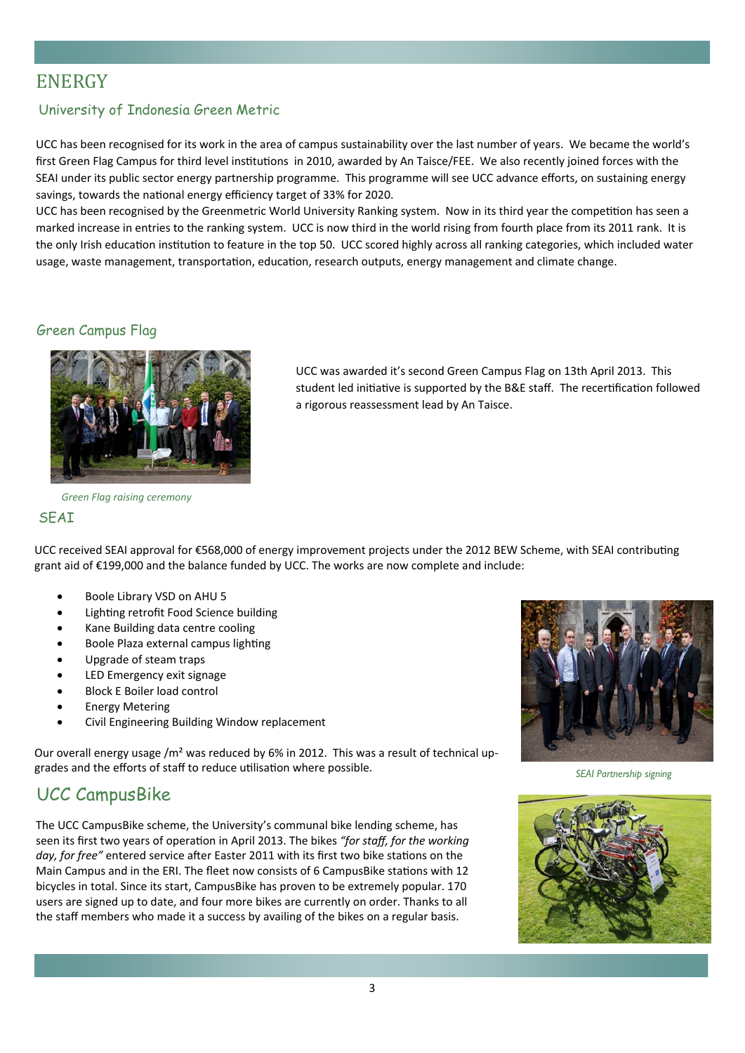# ENERGY

## University of Indonesia Green Metric

UCC has been recognised for its work in the area of campus sustainability over the last number of years. We became the world's first Green Flag Campus for third level institutions in 2010, awarded by An Taisce/FEE. We also recently joined forces with the SEAI under its public sector energy partnership programme. This programme will see UCC advance efforts, on sustaining energy savings, towards the national energy efficiency target of 33% for 2020.

UCC has been recognised by the Greenmetric World University Ranking system. Now in its third year the competition has seen a marked increase in entries to the ranking system. UCC is now third in the world rising from fourth place from its 2011 rank. It is the only Irish education institution to feature in the top 50. UCC scored highly across all ranking categories, which included water usage, waste management, transportation, education, research outputs, energy management and climate change.

## Green Campus Flag

*Green Flag raising ceremony*

UCC was awarded it's second Green Campus Flag on 13th April 2013. This student led initiative is supported by the B&E staff. The recertification followed a rigorous reassessment lead by An Taisce.

## SEAI

UCC received SEAI approval for €568,000 of energy improvement projects under the 2012 BEW Scheme, with SEAI contributing grant aid of €199,000 and the balance funded by UCC. The works are now complete and include:

- Boole Library VSD on AHU 5
- Lighting retrofit Food Science building
- Kane Building data centre cooling
- Boole Plaza external campus lighting
- Upgrade of steam traps
- LED Emergency exit signage
- Block E Boiler load control
- Energy Metering
- Civil Engineering Building Window replacement

Our overall energy usage /m² was reduced by 6% in 2012. This was a result of technical upgrades and the efforts of staff to reduce utilisation where possible.

*SEAI Partnership signing*

## UCC CampusBike

The UCC CampusBike scheme, the University's communal bike lending scheme, has seen its first two years of operation in April 2013. The bikes *"for staff, for the working day, for free"* entered service after Easter 2011 with its first two bike stations on the Main Campus and in the ERI. The fleet now consists of 6 CampusBike stations with 12 bicycles in total. Since its start, CampusBike has proven to be extremely popular. 170 users are signed up to date, and four more bikes are currently on order. Thanks to all the staff members who made it a success by availing of the bikes on a regular basis.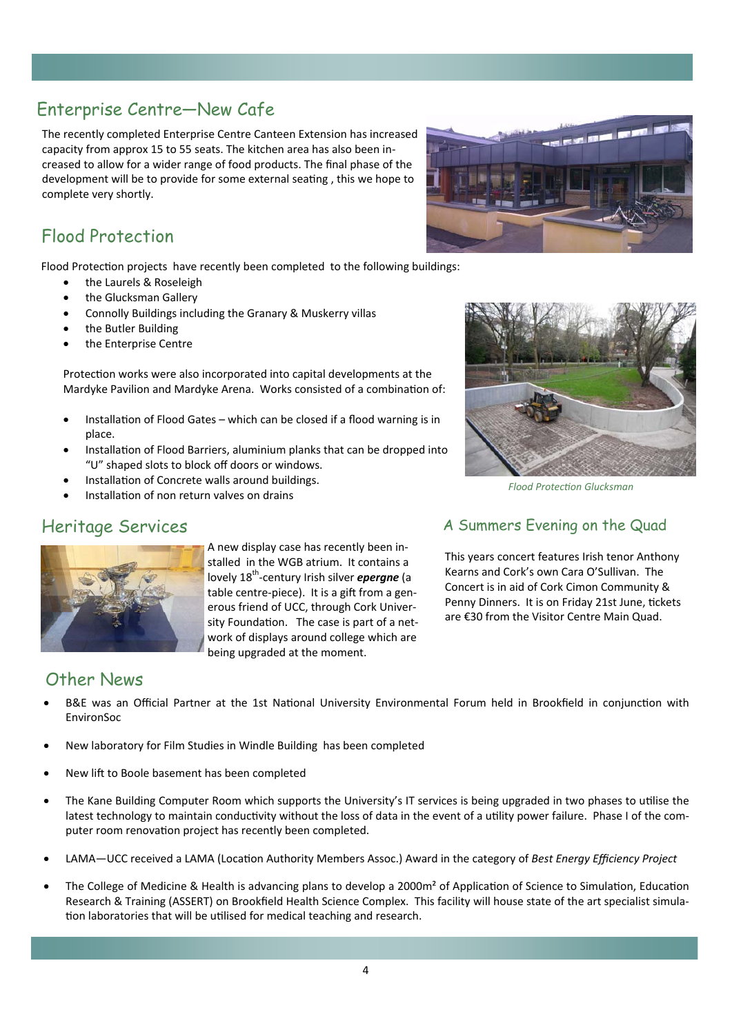## Enterprise Centre—New Cafe

The recently completed Enterprise Centre Canteen Extension has increased capacity from approx 15 to 55 seats. The kitchen area has also been increased to allow for a wider range of food products. The final phase of the development will be to provide for some external seating , this we hope to complete very shortly.

## Flood Protection

Flood Protection projects have recently been completed to the following buildings:

- the Laurels & Roseleigh
- the Glucksman Gallery
- Connolly Buildings including the Granary & Muskerry villas
- the Butler Building
- the Enterprise Centre

Protection works were also incorporated into capital developments at the Mardyke Pavilion and Mardyke Arena. Works consisted of a combination of:

- Installation of Flood Gates – which can be closed if a flood warning is in place.
- Installation of Flood Barriers, aluminium planks that can be dropped into "U" shaped slots to block off doors or windows.
- Installation of Concrete walls around buildings.
- Installation of non return valves on drains

*Flood Protection Glucksman*

## Heritage Services

A new display case has recently been installed in the WGB atrium. It contains a lovely 18th-century Irish silver ***epergne*** (a table centre-piece). It is a gift from a generous friend of UCC, through Cork University Foundation. The case is part of a network of displays around college which are being upgraded at the moment.

## A Summers Evening on the Quad

This years concert features Irish tenor Anthony Kearns and Cork's own Cara O'Sullivan. The Concert is in aid of Cork Cimon Community & Penny Dinners. It is on Friday 21st June, tickets are €30 from the Visitor Centre Main Quad.

## Other News

- B&E was an Official Partner at the 1st National University Environmental Forum held in Brookfield in conjunction with EnvironSoc
- New laboratory for Film Studies in Windle Building has been completed
- New lift to Boole basement has been completed
- The Kane Building Computer Room which supports the University's IT services is being upgraded in two phases to utilise the latest technology to maintain conductivity without the loss of data in the event of a utility power failure. Phase I of the computer room renovation project has recently been completed.
- LAMA—UCC received a LAMA (Location Authority Members Assoc.) Award in the category of *Best Energy Efficiency Project*
- The College of Medicine & Health is advancing plans to develop a 2000m² of Application of Science to Simulation, Education Research & Training (ASSERT) on Brookfield Health Science Complex. This facility will house state of the art specialist simulation laboratories that will be utilised for medical teaching and research.